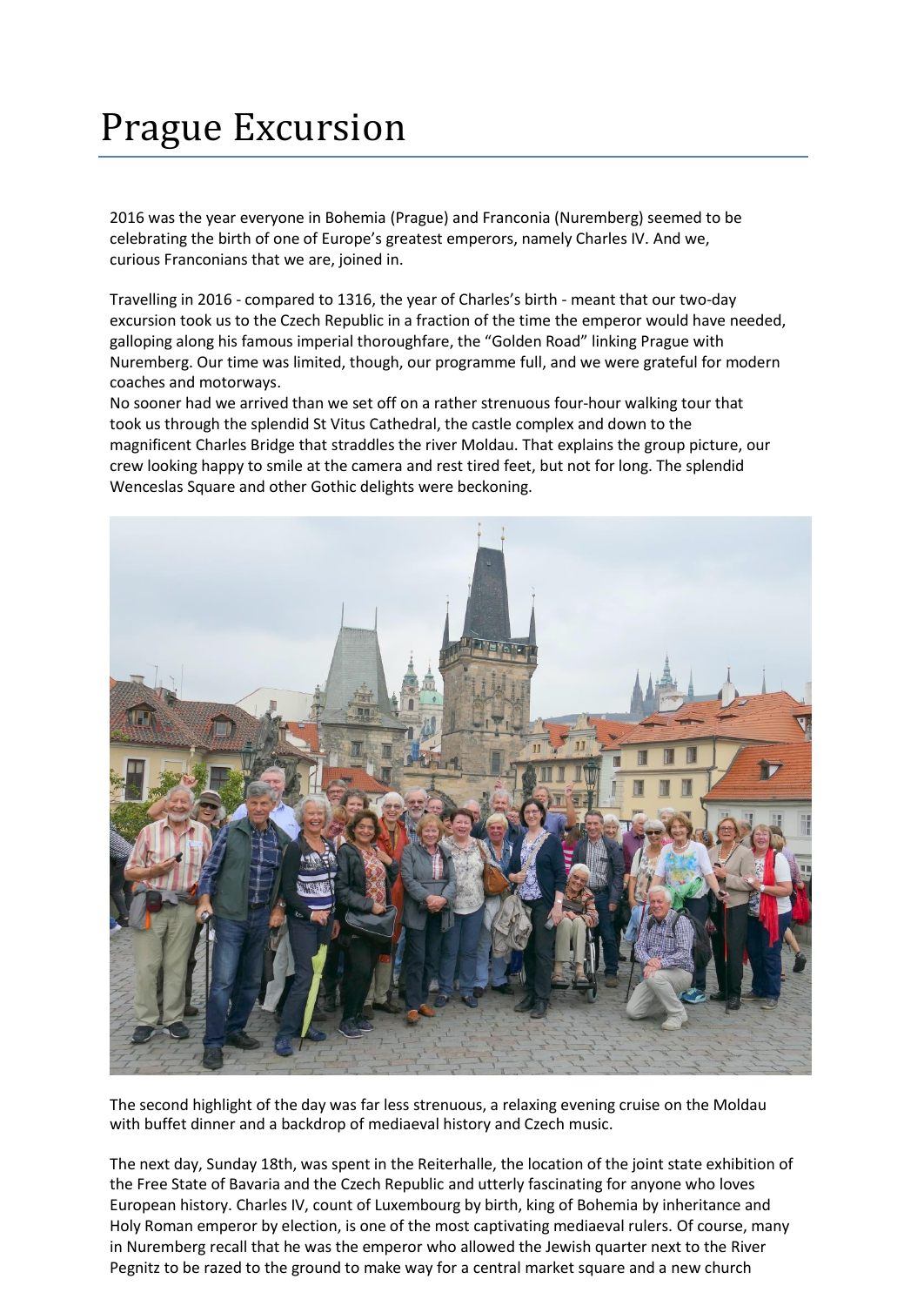# Prague Excursion

2016 was the year everyone in Bohemia (Prague) and Franconia (Nuremberg) seemed to be celebrating the birth of one of Europe's greatest emperors, namely Charles IV. And we, curious Franconians that we are, joined in.

Travelling in 2016 - compared to 1316, the year of Charles's birth - meant that our two-day excursion took us to the Czech Republic in a fraction of the time the emperor would have needed, galloping along his famous imperial thoroughfare, the "Golden Road" linking Prague with Nuremberg. Our time was limited, though, our programme full, and we were grateful for modern coaches and motorways.

No sooner had we arrived than we set off on a rather strenuous four-hour walking tour that took us through the splendid St Vitus Cathedral, the castle complex and down to the magnificent Charles Bridge that straddles the river Moldau. That explains the group picture, our crew looking happy to smile at the camera and rest tired feet, but not for long. The splendid Wenceslas Square and other Gothic delights were beckoning.

The second highlight of the day was far less strenuous, a relaxing evening cruise on the Moldau with buffet dinner and a backdrop of mediaeval history and Czech music.

The next day, Sunday 18th, was spent in the Reiterhalle, the location of the joint state exhibition of the Free State of Bavaria and the Czech Republic and utterly fascinating for anyone who loves European history. Charles IV, count of Luxembourg by birth, king of Bohemia by inheritance and Holy Roman emperor by election, is one of the most captivating mediaeval rulers. Of course, many in Nuremberg recall that he was the emperor who allowed the Jewish quarter next to the River Pegnitz to be razed to the ground to make way for a central market square and a new church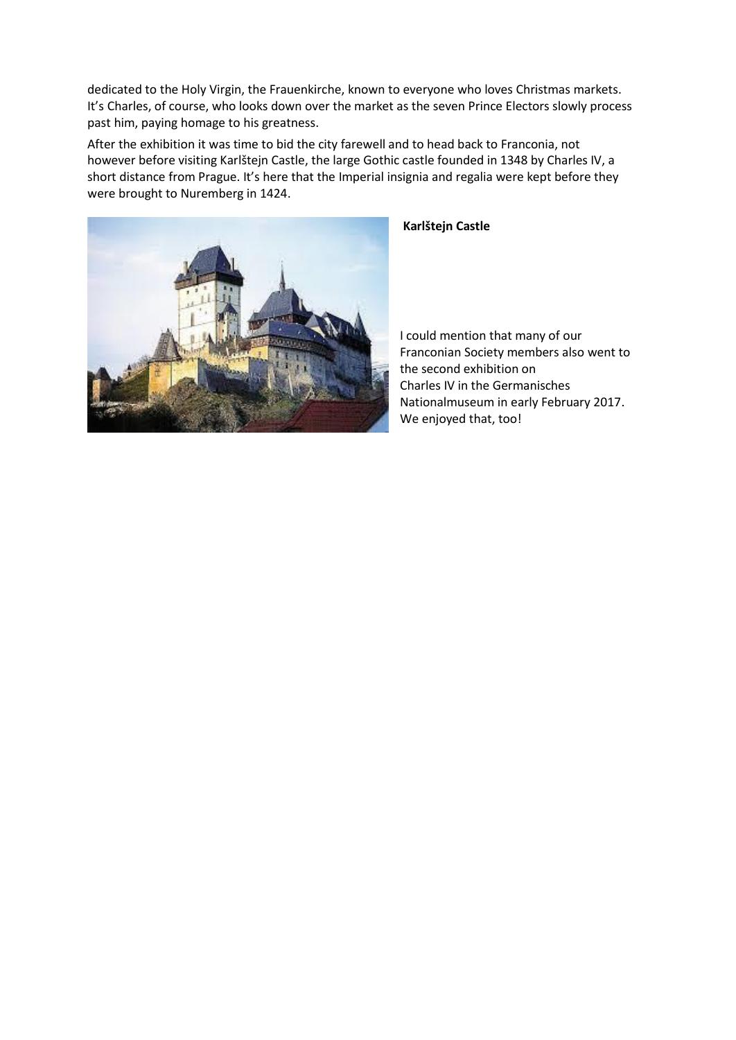dedicated to the Holy Virgin, the Frauenkirche, known to everyone who loves Christmas markets. It's Charles, of course, who looks down over the market as the seven Prince Electors slowly process past him, paying homage to his greatness.

After the exhibition it was time to bid the city farewell and to head back to Franconia, not however before visiting Karlštejn Castle, the large Gothic castle founded in 1348 by Charles IV, a short distance from Prague. It's here that the Imperial insignia and regalia were kept before they were brought to Nuremberg in 1424.

**Karlštejn Castle**

I could mention that many of our Franconian Society members also went to the second exhibition on Charles IV in the Germanisches Nationalmuseum in early February 2017. We enjoyed that, too!